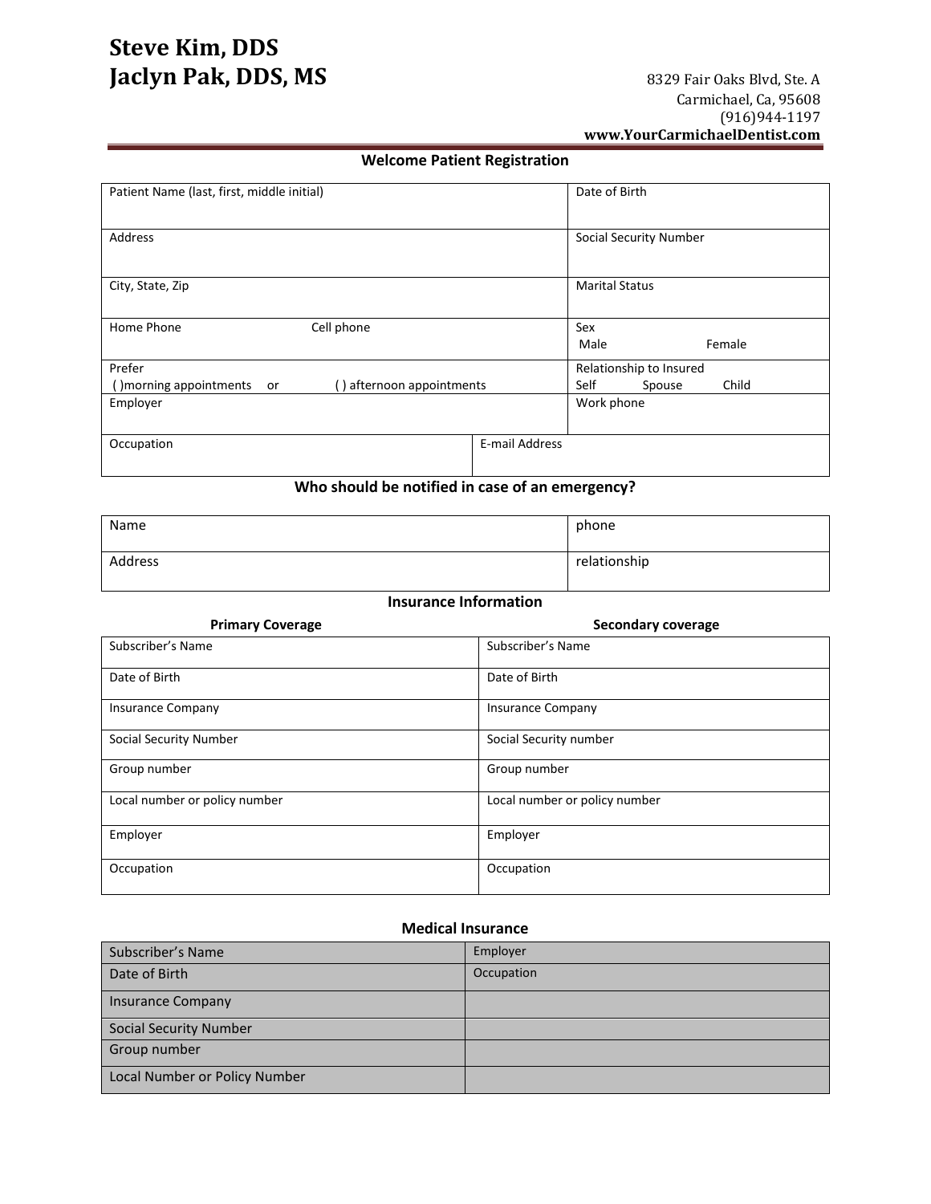# Steve Kim, DDS
# Jaclyn Pak, DDS, MS

8329 Fair Oaks Blvd, Ste. A
Carmichael, Ca, 95608
(916)944-1197
**www.YourCarmichaelDentist.com**

## Welcome Patient Registration

| | |
|---|---|
| Patient Name (last, first, middle initial) | Date of Birth |
| Address | Social Security Number |
| City, State, Zip | Marital Status |
| Home Phone Cell phone | Sex<br>Male Female |
| Prefer<br>( )morning appointments or ( ) afternoon appointments | Relationship to Insured<br>Self Spouse Child |
| Employer | Work phone |
| Occupation | E-mail Address |

## Who should be notified in case of an emergency?

| | |
|---|---|
| Name | phone |
| Address | relationship |

## Insurance Information

| Primary Coverage | Secondary coverage |
|---|---|
| Subscriber's Name | Subscriber's Name |
| Date of Birth | Date of Birth |
| Insurance Company | Insurance Company |
| Social Security Number | Social Security number |
| Group number | Group number |
| Local number or policy number | Local number or policy number |
| Employer | Employer |
| Occupation | Occupation |

## Medical Insurance

| | |
|---|---|
| Subscriber's Name | Employer |
| Date of Birth | Occupation |
| Insurance Company | |
| Social Security Number | |
| Group number | |
| Local Number or Policy Number | |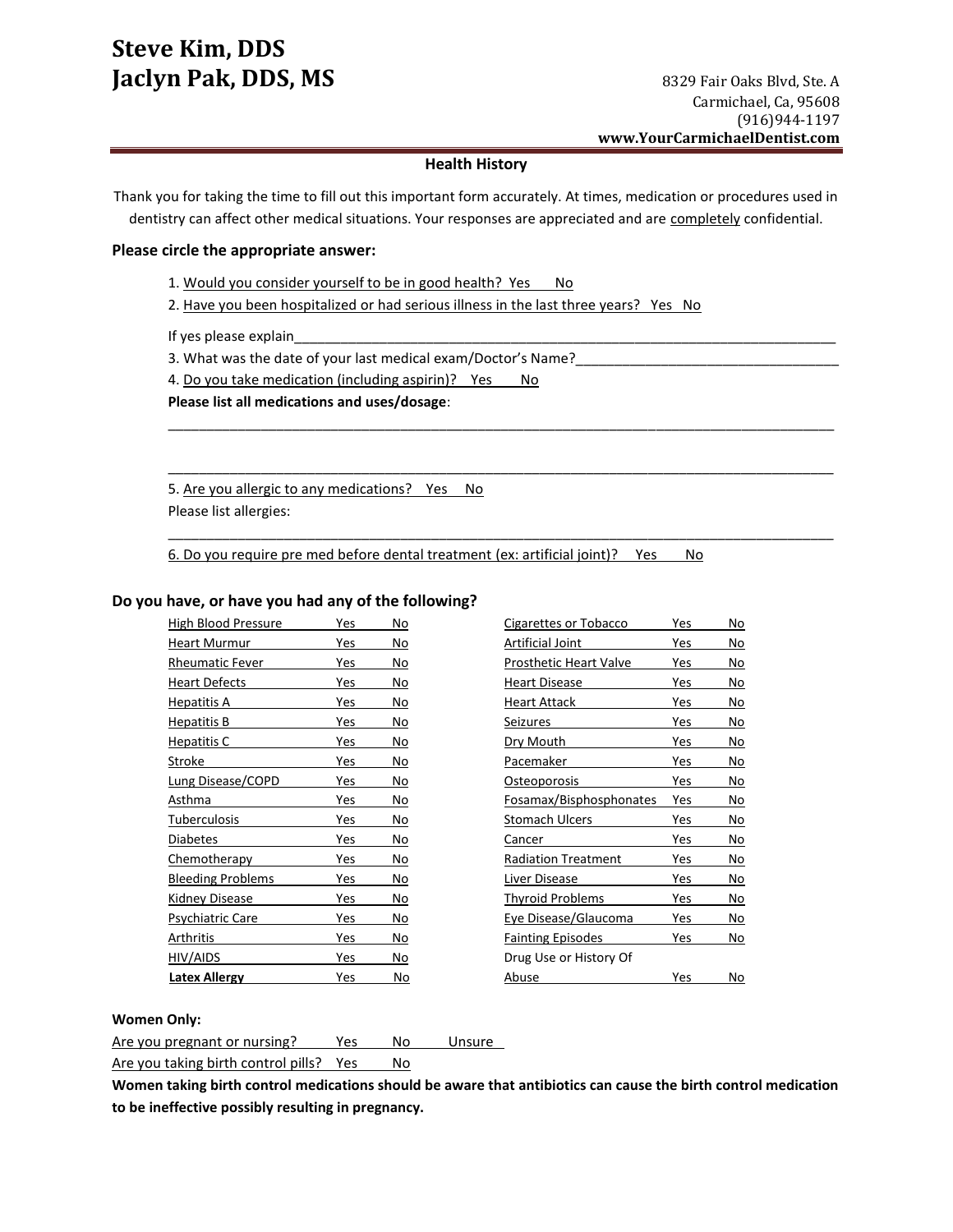# Steve Kim, DDS
# Jaclyn Pak, DDS, MS

8329 Fair Oaks Blvd, Ste. A
Carmichael, Ca, 95608
(916)944-1197
**www.YourCarmichaelDentist.com**

## Health History

Thank you for taking the time to fill out this important form accurately. At times, medication or procedures used in dentistry can affect other medical situations. Your responses are appreciated and are completely confidential.

### Please circle the appropriate answer:

1. Would you consider yourself to be in good health? Yes No
2. Have you been hospitalized or had serious illness in the last three years? Yes No

If yes please explain___________________________________________________________________________

3. What was the date of your last medical exam/Doctor's Name?__________________________________
4. Do you take medication (including aspirin)? Yes No

**Please list all medications and uses/dosage**:

___________________________________________________________________________________________

___________________________________________________________________________________________

5. Are you allergic to any medications? Yes No

Please list allergies:

___________________________________________________________________________________________

6. Do you require pre med before dental treatment (ex: artificial joint)? Yes No

### Do you have, or have you had any of the following?

| Condition | | | Condition | | |
|---|---|---|---|---|---|
| High Blood Pressure | Yes | No | Cigarettes or Tobacco | Yes | No |
| Heart Murmur | Yes | No | Artificial Joint | Yes | No |
| Rheumatic Fever | Yes | No | Prosthetic Heart Valve | Yes | No |
| Heart Defects | Yes | No | Heart Disease | Yes | No |
| Hepatitis A | Yes | No | Heart Attack | Yes | No |
| Hepatitis B | Yes | No | Seizures | Yes | No |
| Hepatitis C | Yes | No | Dry Mouth | Yes | No |
| Stroke | Yes | No | Pacemaker | Yes | No |
| Lung Disease/COPD | Yes | No | Osteoporosis | Yes | No |
| Asthma | Yes | No | Fosamax/Bisphosphonates | Yes | No |
| Tuberculosis | Yes | No | Stomach Ulcers | Yes | No |
| Diabetes | Yes | No | Cancer | Yes | No |
| Chemotherapy | Yes | No | Radiation Treatment | Yes | No |
| Bleeding Problems | Yes | No | Liver Disease | Yes | No |
| Kidney Disease | Yes | No | Thyroid Problems | Yes | No |
| Psychiatric Care | Yes | No | Eye Disease/Glaucoma | Yes | No |
| Arthritis | Yes | No | Fainting Episodes | Yes | No |
| HIV/AIDS | Yes | No | Drug Use or History Of Abuse | Yes | No |
| **Latex Allergy** | Yes | No | | | |

**Women Only:**

Are you pregnant or nursing? Yes No Unsure

Are you taking birth control pills? Yes No

**Women taking birth control medications should be aware that antibiotics can cause the birth control medication to be ineffective possibly resulting in pregnancy.**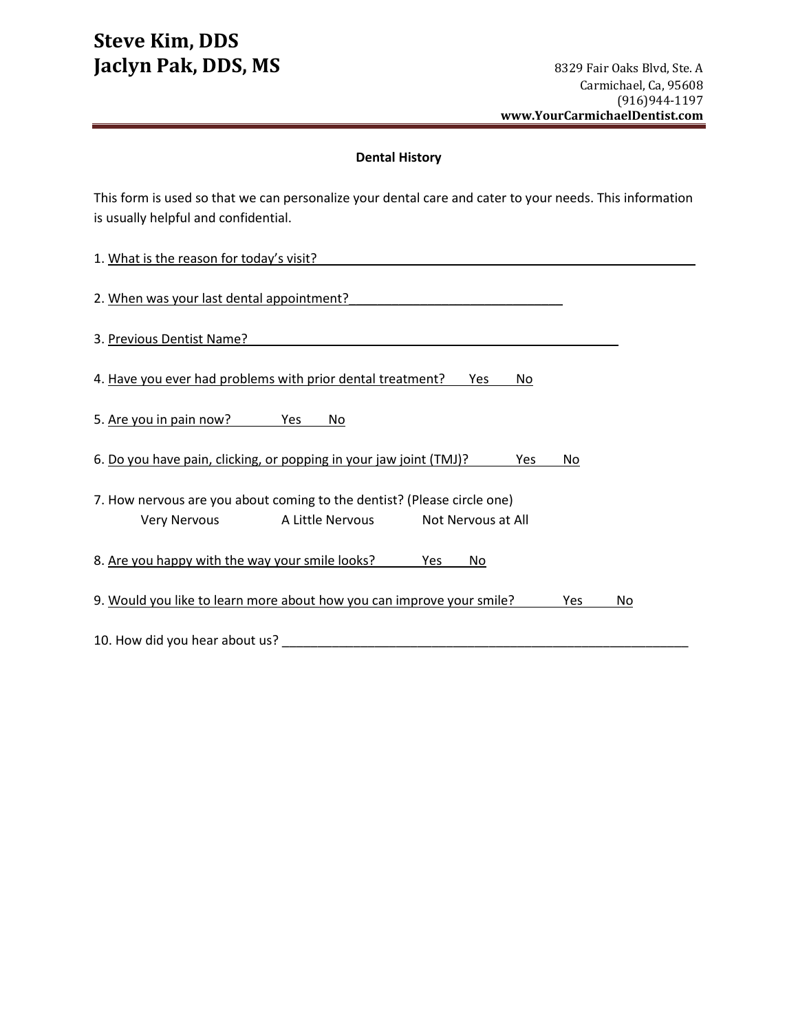# Steve Kim, DDS
# Jaclyn Pak, DDS, MS

8329 Fair Oaks Blvd, Ste. A
Carmichael, Ca, 95608
(916)944-1197
**www.YourCarmichaelDentist.com**

**Dental History**

This form is used so that we can personalize your dental care and cater to your needs. This information is usually helpful and confidential.

1. What is the reason for today's visit? ____________________________________________

2. When was your last dental appointment? ______________________________

3. Previous Dentist Name? _____________________________________________________

4. Have you ever had problems with prior dental treatment? Yes No

5. Are you in pain now? Yes No

6. Do you have pain, clicking, or popping in your jaw joint (TMJ)? Yes No

7. How nervous are you about coming to the dentist? (Please circle one)
   Very Nervous A Little Nervous Not Nervous at All

8. Are you happy with the way your smile looks? Yes No

9. Would you like to learn more about how you can improve your smile? Yes No

10. How did you hear about us? ____________________________________________________________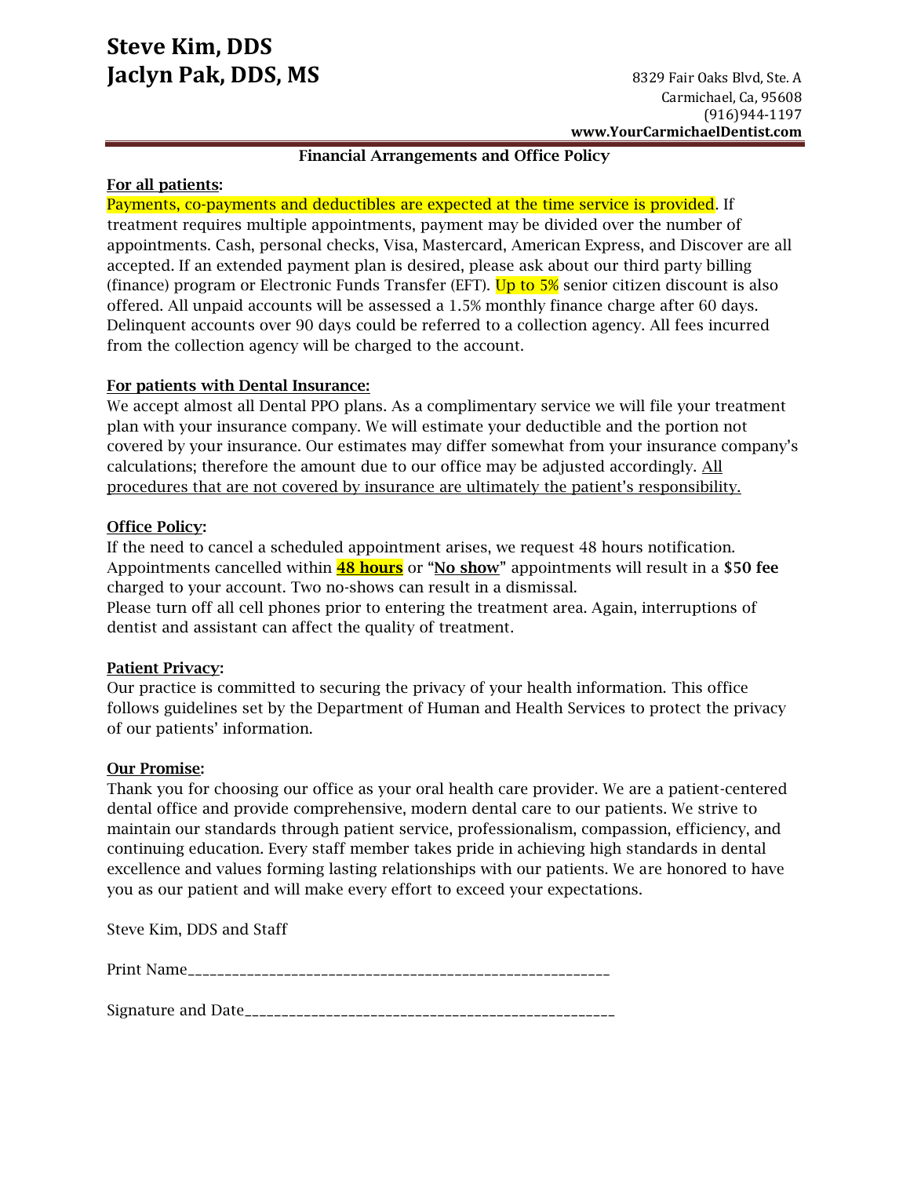# Steve Kim, DDS
# Jaclyn Pak, DDS, MS

8329 Fair Oaks Blvd, Ste. A
Carmichael, Ca, 95608
(916)944-1197
**www.YourCarmichaelDentist.com**

## Financial Arrangements and Office Policy

**For all patients:**

Payments, co-payments and deductibles are expected at the time service is provided. If treatment requires multiple appointments, payment may be divided over the number of appointments. Cash, personal checks, Visa, Mastercard, American Express, and Discover are all accepted. If an extended payment plan is desired, please ask about our third party billing (finance) program or Electronic Funds Transfer (EFT). Up to 5% senior citizen discount is also offered. All unpaid accounts will be assessed a 1.5% monthly finance charge after 60 days. Delinquent accounts over 90 days could be referred to a collection agency. All fees incurred from the collection agency will be charged to the account.

**For patients with Dental Insurance:**

We accept almost all Dental PPO plans. As a complimentary service we will file your treatment plan with your insurance company. We will estimate your deductible and the portion not covered by your insurance. Our estimates may differ somewhat from your insurance company's calculations; therefore the amount due to our office may be adjusted accordingly. All procedures that are not covered by insurance are ultimately the patient's responsibility.

**Office Policy:**

If the need to cancel a scheduled appointment arises, we request 48 hours notification. Appointments cancelled within **48 hours** or "No show" appointments will result in a **$50 fee** charged to your account. Two no-shows can result in a dismissal.
Please turn off all cell phones prior to entering the treatment area. Again, interruptions of dentist and assistant can affect the quality of treatment.

**Patient Privacy:**

Our practice is committed to securing the privacy of your health information. This office follows guidelines set by the Department of Human and Health Services to protect the privacy of our patients' information.

**Our Promise:**

Thank you for choosing our office as your oral health care provider. We are a patient-centered dental office and provide comprehensive, modern dental care to our patients. We strive to maintain our standards through patient service, professionalism, compassion, efficiency, and continuing education. Every staff member takes pride in achieving high standards in dental excellence and values forming lasting relationships with our patients. We are honored to have you as our patient and will make every effort to exceed your expectations.

Steve Kim, DDS and Staff

Print Name___________________________________________________________

Signature and Date____________________________________________________